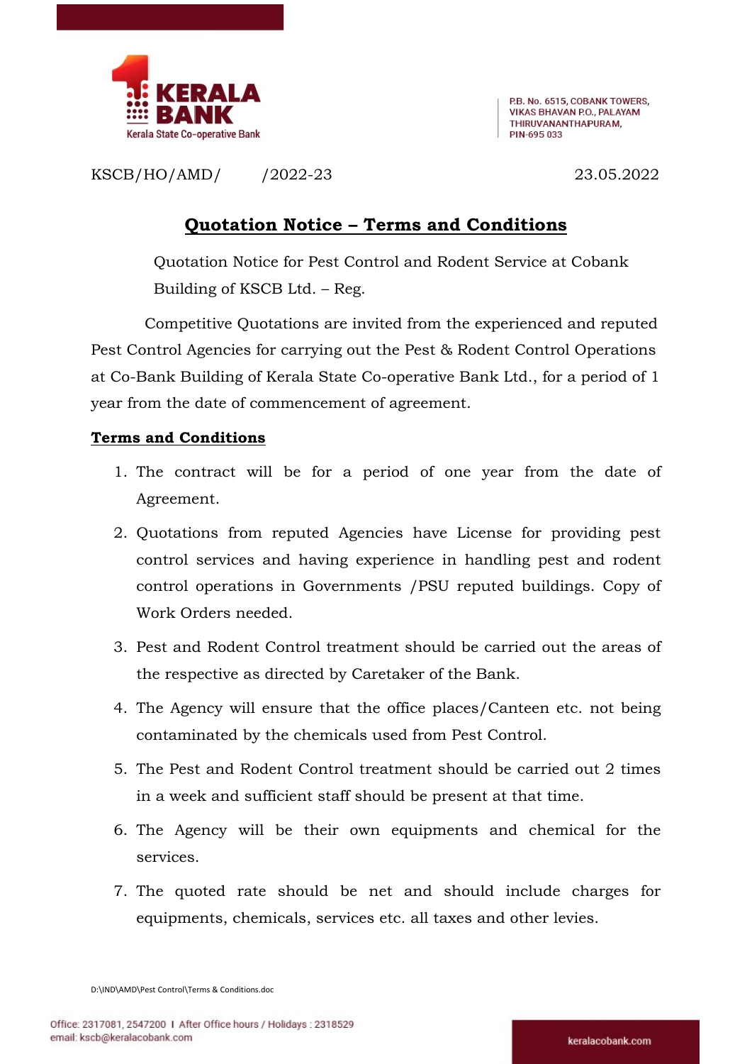KERALA BANK
Kerala State Co-operative Bank

P.B. No. 6515, COBANK TOWERS,
VIKAS BHAVAN P.O., PALAYAM
THIRUVANANTHAPURAM,
PIN-695 033

KSCB/HO/AMD/ /2022-23 23.05.2022

## Quotation Notice – Terms and Conditions

Quotation Notice for Pest Control and Rodent Service at Cobank Building of KSCB Ltd. – Reg.

Competitive Quotations are invited from the experienced and reputed Pest Control Agencies for carrying out the Pest & Rodent Control Operations at Co-Bank Building of Kerala State Co-operative Bank Ltd., for a period of 1 year from the date of commencement of agreement.

**Terms and Conditions**

1. The contract will be for a period of one year from the date of Agreement.
2. Quotations from reputed Agencies have License for providing pest control services and having experience in handling pest and rodent control operations in Governments /PSU reputed buildings. Copy of Work Orders needed.
3. Pest and Rodent Control treatment should be carried out the areas of the respective as directed by Caretaker of the Bank.
4. The Agency will ensure that the office places/Canteen etc. not being contaminated by the chemicals used from Pest Control.
5. The Pest and Rodent Control treatment should be carried out 2 times in a week and sufficient staff should be present at that time.
6. The Agency will be their own equipments and chemical for the services.
7. The quoted rate should be net and should include charges for equipments, chemicals, services etc. all taxes and other levies.

D:\IND\AMD\Pest Control\Terms & Conditions.doc

Office: 2317081, 2547200 | After Office hours / Holidays : 2318529
email: kscb@keralacobank.com

keralacobank.com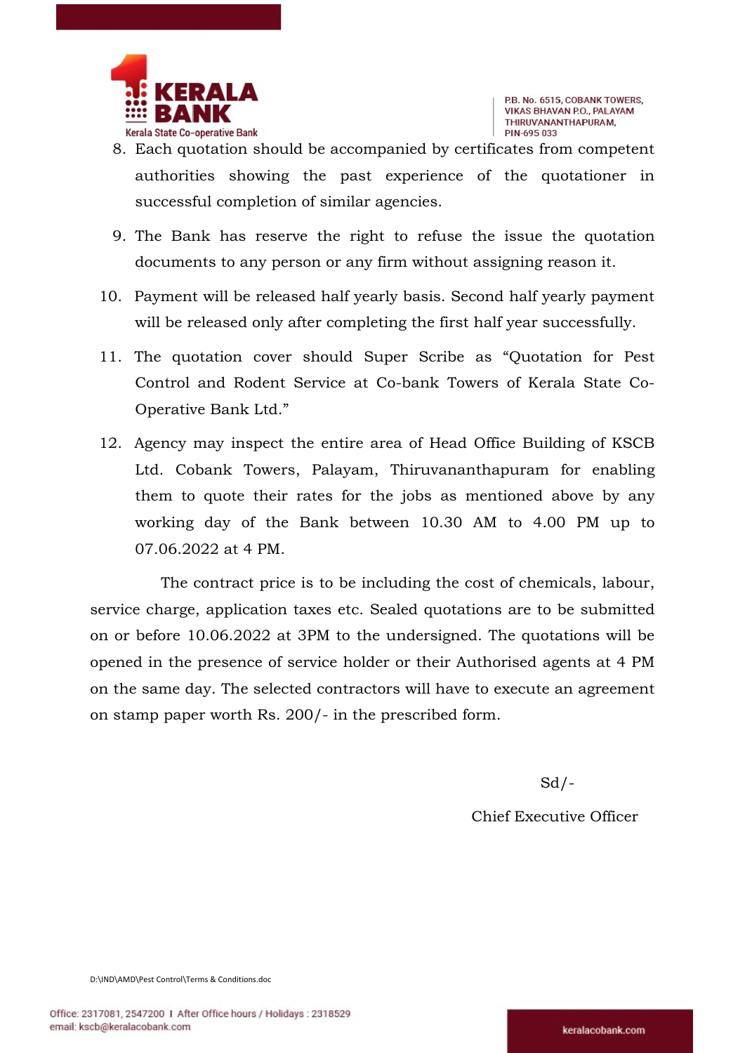8. Each quotation should be accompanied by certificates from competent authorities showing the past experience of the quotationer in successful completion of similar agencies.
9. The Bank has reserve the right to refuse the issue the quotation documents to any person or any firm without assigning reason it.
10. Payment will be released half yearly basis. Second half yearly payment will be released only after completing the first half year successfully.
11. The quotation cover should Super Scribe as "Quotation for Pest Control and Rodent Service at Co-bank Towers of Kerala State Co-Operative Bank Ltd."
12. Agency may inspect the entire area of Head Office Building of KSCB Ltd. Cobank Towers, Palayam, Thiruvananthapuram for enabling them to quote their rates for the jobs as mentioned above by any working day of the Bank between 10.30 AM to 4.00 PM up to 07.06.2022 at 4 PM.

The contract price is to be including the cost of chemicals, labour, service charge, application taxes etc. Sealed quotations are to be submitted on or before 10.06.2022 at 3PM to the undersigned. The quotations will be opened in the presence of service holder or their Authorised agents at 4 PM on the same day. The selected contractors will have to execute an agreement on stamp paper worth Rs. 200/- in the prescribed form.

Sd/-

Chief Executive Officer